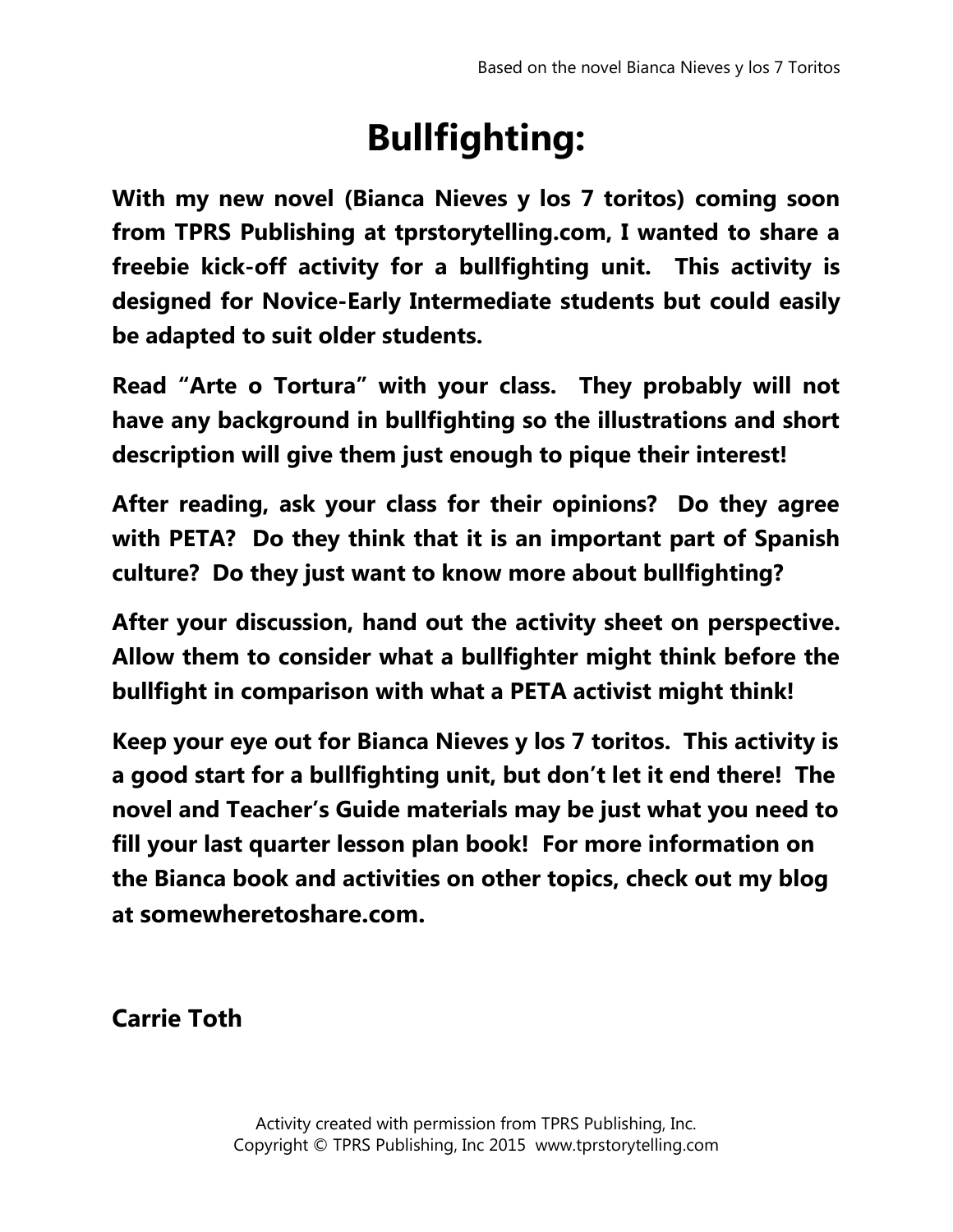# Bullfighting:

**With my new novel (Bianca Nieves y los 7 toritos) coming soon from TPRS Publishing at tprstorytelling.com, I wanted to share a freebie kick-off activity for a bullfighting unit. This activity is designed for Novice-Early Intermediate students but could easily be adapted to suit older students.**

**Read "Arte o Tortura" with your class. They probably will not have any background in bullfighting so the illustrations and short description will give them just enough to pique their interest!**

**After reading, ask your class for their opinions? Do they agree with PETA? Do they think that it is an important part of Spanish culture? Do they just want to know more about bullfighting?**

**After your discussion, hand out the activity sheet on perspective. Allow them to consider what a bullfighter might think before the bullfight in comparison with what a PETA activist might think!**

**Keep your eye out for Bianca Nieves y los 7 toritos. This activity is a good start for a bullfighting unit, but don't let it end there! The novel and Teacher's Guide materials may be just what you need to fill your last quarter lesson plan book! For more information on the Bianca book and activities on other topics, check out my blog at somewheretoshare.com.**

**Carrie Toth**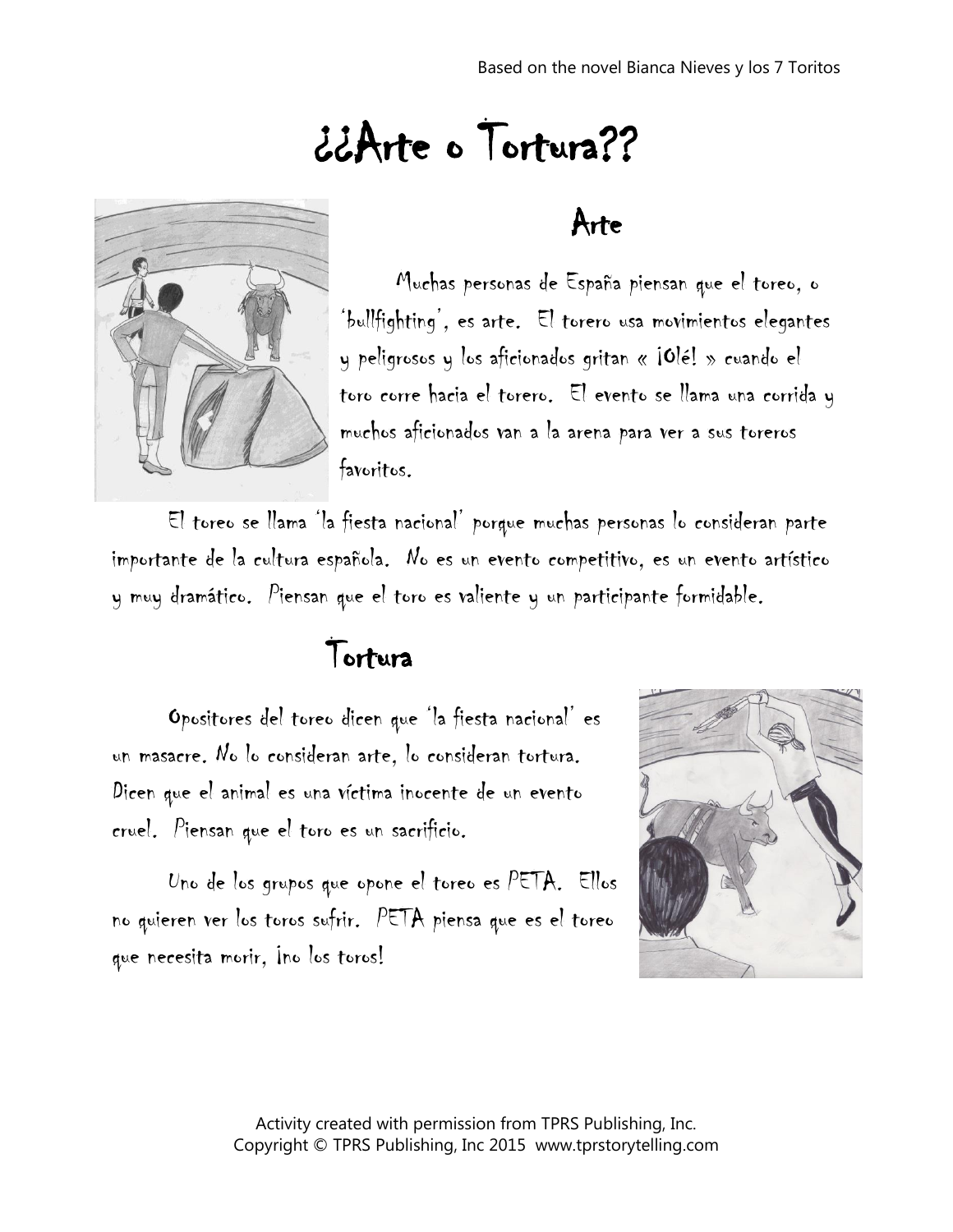# ¿¿Arte o Tortura??

## Arte

Muchas personas de España piensan que el toreo, o 'bullfighting', es arte. El torero usa movimientos elegantes y peligrosos y los aficionados gritan « ¡Olé! » cuando el toro corre hacia el torero. El evento se llama una corrida y muchos aficionados van a la arena para ver a sus toreros favoritos.

El toreo se llama 'la fiesta nacional' porque muchas personas lo consideran parte importante de la cultura española. No es un evento competitivo, es un evento artístico y muy dramático. Piensan que el toro es valiente y un participante formidable.

## Tortura

Opositores del toreo dicen que 'la fiesta nacional' es un masacre. No lo consideran arte, lo consideran tortura. Dicen que el animal es una víctima inocente de un evento cruel. Piensan que el toro es un sacrificio.

Uno de los grupos que opone el toreo es PETA. Ellos no quieren ver los toros sufrir. PETA piensa que es el toreo que necesita morir, ¡no los toros!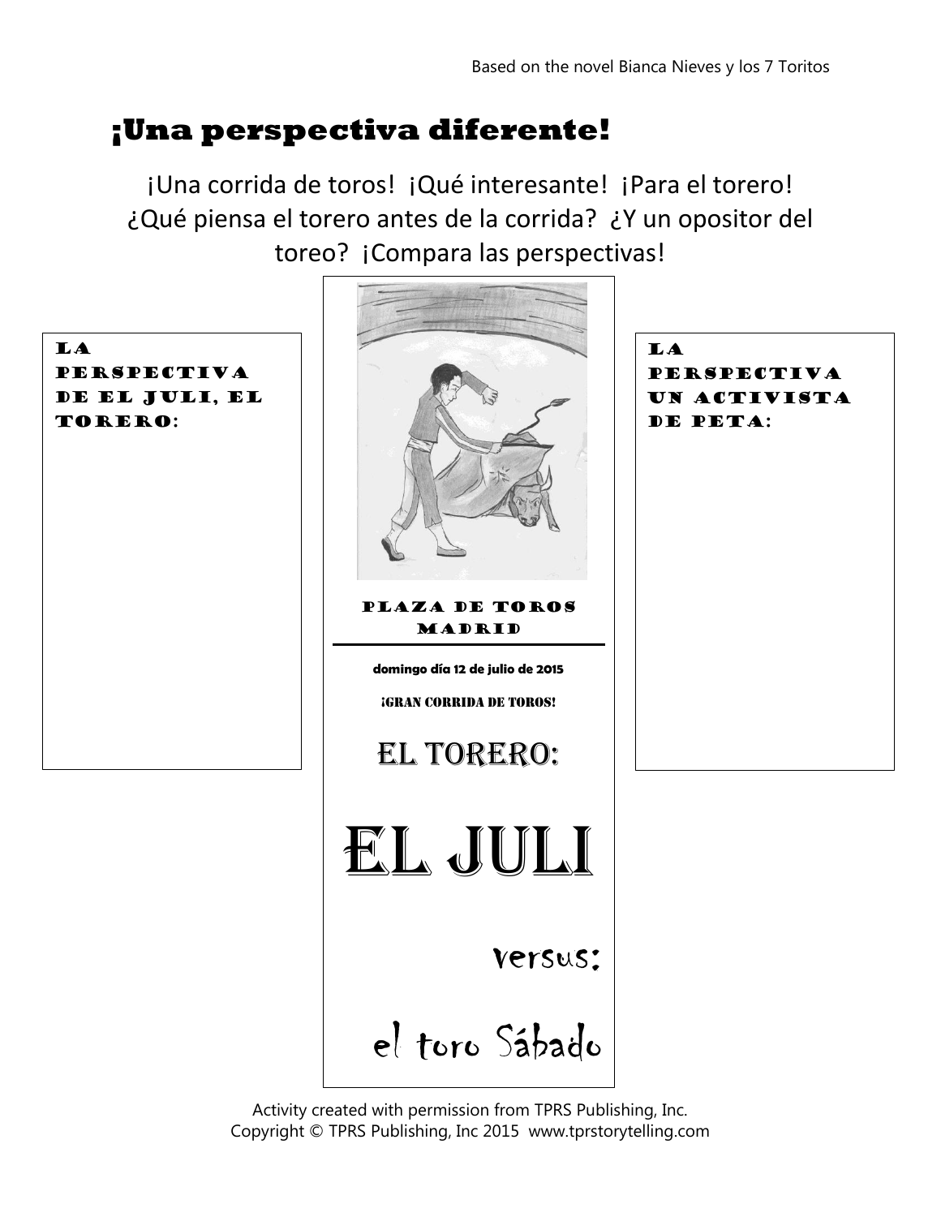Based on the novel Bianca Nieves y los 7 Toritos

## ¡Una perspectiva diferente!

¡Una corrida de toros! ¡Qué interesante! ¡Para el torero! ¿Qué piensa el torero antes de la corrida? ¿Y un opositor del toreo? ¡Compara las perspectivas!

**LA PERSPECTIVA DE EL JULI, EL TORERO:**

PLAZA DE TOROS MADRID

domingo día 12 de julio de 2015

¡GRAN CORRIDA DE TOROS!

EL TORERO:

EL JULI

versus:

el toro Sábado

**LA PERSPECTIVA UN ACTIVISTA DE PETA:**

Activity created with permission from TPRS Publishing, Inc.
Copyright © TPRS Publishing, Inc 2015 www.tprstorytelling.com